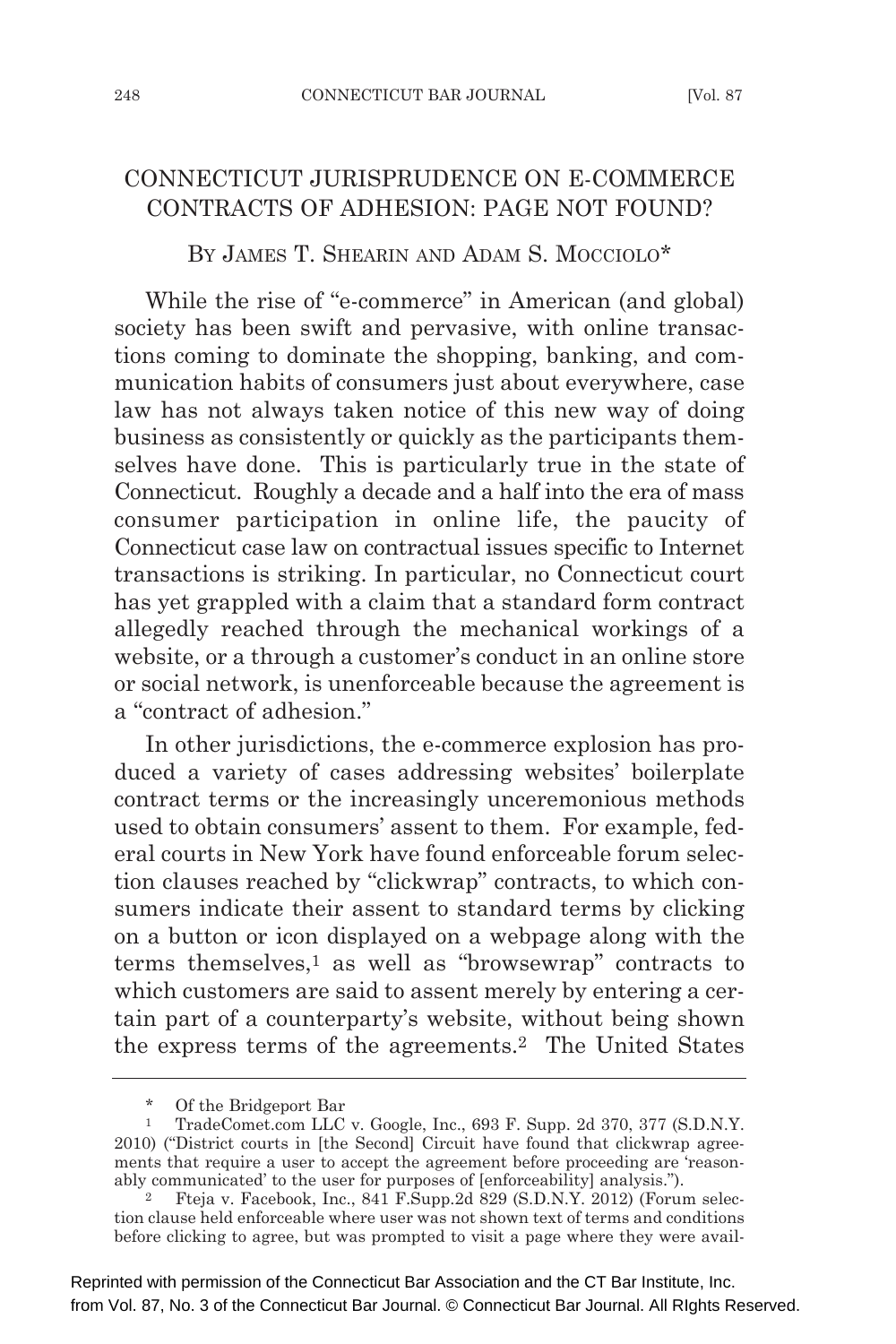# CONNECTICUT JURISPRUDENCE ON E-COMMERCE CONTRACTS OF ADHESION: PAGE NOT FOUND?

By James T. Shearin and Adam S. Mocciolo*

While the rise of "e-commerce" in American (and global) society has been swift and pervasive, with online transactions coming to dominate the shopping, banking, and communication habits of consumers just about everywhere, case law has not always taken notice of this new way of doing business as consistently or quickly as the participants themselves have done. This is particularly true in the state of Connecticut. Roughly a decade and a half into the era of mass consumer participation in online life, the paucity of Connecticut case law on contractual issues specific to Internet transactions is striking. In particular, no Connecticut court has yet grappled with a claim that a standard form contract allegedly reached through the mechanical workings of a website, or a through a customer's conduct in an online store or social network, is unenforceable because the agreement is a "contract of adhesion."

In other jurisdictions, the e-commerce explosion has produced a variety of cases addressing websites' boilerplate contract terms or the increasingly unceremonious methods used to obtain consumers' assent to them. For example, federal courts in New York have found enforceable forum selection clauses reached by "clickwrap" contracts, to which consumers indicate their assent to standard terms by clicking on a button or icon displayed on a webpage along with the terms themselves,[1] as well as "browsewrap" contracts to which customers are said to assent merely by entering a certain part of a counterparty's website, without being shown the express terms of the agreements.[2] The United States

---

\* Of the Bridgeport Bar

[1] TradeComet.com LLC v. Google, Inc., 693 F. Supp. 2d 370, 377 (S.D.N.Y. 2010) ("District courts in [the Second] Circuit have found that clickwrap agreements that require a user to accept the agreement before proceeding are 'reasonably communicated' to the user for purposes of [enforceability] analysis.").

[2] Fteja v. Facebook, Inc., 841 F.Supp.2d 829 (S.D.N.Y. 2012) (Forum selection clause held enforceable where user was not shown text of terms and conditions before clicking to agree, but was prompted to visit a page where they were avail-

Reprinted with permission of the Connecticut Bar Association and the CT Bar Institute, Inc. from Vol. 87, No. 3 of the Connecticut Bar Journal. © Connecticut Bar Journal. All RIghts Reserved.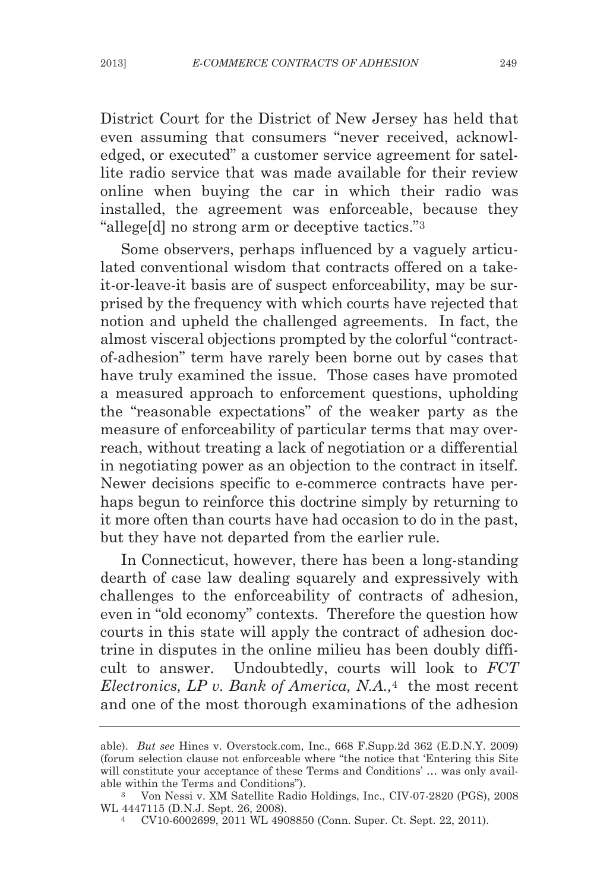District Court for the District of New Jersey has held that even assuming that consumers "never received, acknowledged, or executed" a customer service agreement for satellite radio service that was made available for their review online when buying the car in which their radio was installed, the agreement was enforceable, because they "allege[d] no strong arm or deceptive tactics."[3]

Some observers, perhaps influenced by a vaguely articulated conventional wisdom that contracts offered on a take-it-or-leave-it basis are of suspect enforceability, may be surprised by the frequency with which courts have rejected that notion and upheld the challenged agreements. In fact, the almost visceral objections prompted by the colorful "contract-of-adhesion" term have rarely been borne out by cases that have truly examined the issue. Those cases have promoted a measured approach to enforcement questions, upholding the "reasonable expectations" of the weaker party as the measure of enforceability of particular terms that may overreach, without treating a lack of negotiation or a differential in negotiating power as an objection to the contract in itself. Newer decisions specific to e-commerce contracts have perhaps begun to reinforce this doctrine simply by returning to it more often than courts have had occasion to do in the past, but they have not departed from the earlier rule.

In Connecticut, however, there has been a long-standing dearth of case law dealing squarely and expressively with challenges to the enforceability of contracts of adhesion, even in "old economy" contexts. Therefore the question how courts in this state will apply the contract of adhesion doctrine in disputes in the online milieu has been doubly difficult to answer. Undoubtedly, courts will look to *FCT Electronics, LP v. Bank of America, N.A.,*[4] the most recent and one of the most thorough examinations of the adhesion

---

able). *But see* Hines v. Overstock.com, Inc., 668 F.Supp.2d 362 (E.D.N.Y. 2009) (forum selection clause not enforceable where "the notice that 'Entering this Site will constitute your acceptance of these Terms and Conditions' ... was only available within the Terms and Conditions").

[3] Von Nessi v. XM Satellite Radio Holdings, Inc., CIV-07-2820 (PGS), 2008 WL 4447115 (D.N.J. Sept. 26, 2008).

[4] CV10-6002699, 2011 WL 4908850 (Conn. Super. Ct. Sept. 22, 2011).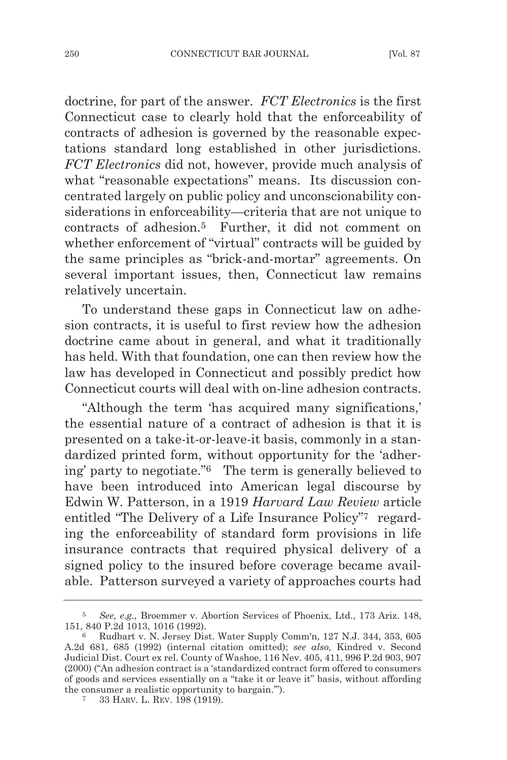doctrine, for part of the answer. *FCT Electronics* is the first Connecticut case to clearly hold that the enforceability of contracts of adhesion is governed by the reasonable expectations standard long established in other jurisdictions. *FCT Electronics* did not, however, provide much analysis of what "reasonable expectations" means. Its discussion concentrated largely on public policy and unconscionability considerations in enforceability—criteria that are not unique to contracts of adhesion.[5] Further, it did not comment on whether enforcement of "virtual" contracts will be guided by the same principles as "brick-and-mortar" agreements. On several important issues, then, Connecticut law remains relatively uncertain.

To understand these gaps in Connecticut law on adhesion contracts, it is useful to first review how the adhesion doctrine came about in general, and what it traditionally has held. With that foundation, one can then review how the law has developed in Connecticut and possibly predict how Connecticut courts will deal with on-line adhesion contracts.

"Although the term 'has acquired many significations,' the essential nature of a contract of adhesion is that it is presented on a take-it-or-leave-it basis, commonly in a standardized printed form, without opportunity for the 'adhering' party to negotiate."[6] The term is generally believed to have been introduced into American legal discourse by Edwin W. Patterson, in a 1919 *Harvard Law Review* article entitled "The Delivery of a Life Insurance Policy"[7] regarding the enforceability of standard form provisions in life insurance contracts that required physical delivery of a signed policy to the insured before coverage became available. Patterson surveyed a variety of approaches courts had

---

[5] *See, e.g.,* Broemmer v. Abortion Services of Phoenix, Ltd., 173 Ariz. 148, 151, 840 P.2d 1013, 1016 (1992).

[6] Rudbart v. N. Jersey Dist. Water Supply Comm'n, 127 N.J. 344, 353, 605 A.2d 681, 685 (1992) (internal citation omitted); *see also,* Kindred v. Second Judicial Dist. Court ex rel. County of Washoe, 116 Nev. 405, 411, 996 P.2d 903, 907 (2000) ("An adhesion contract is a 'standardized contract form offered to consumers of goods and services essentially on a "take it or leave it" basis, without affording the consumer a realistic opportunity to bargain.'").

[7] 33 HARV. L. REV. 198 (1919).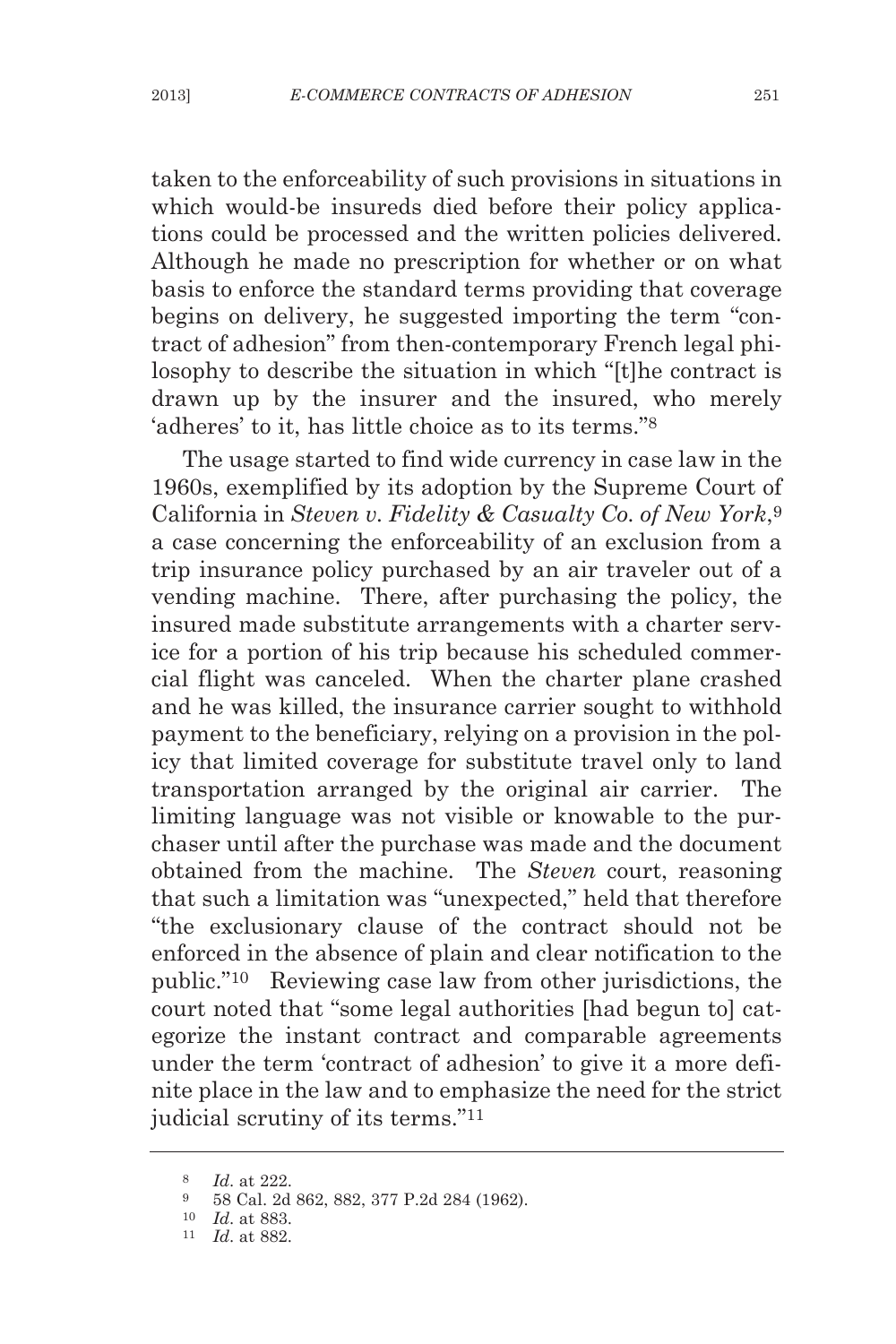taken to the enforceability of such provisions in situations in which would-be insureds died before their policy applications could be processed and the written policies delivered. Although he made no prescription for whether or on what basis to enforce the standard terms providing that coverage begins on delivery, he suggested importing the term "contract of adhesion" from then-contemporary French legal philosophy to describe the situation in which "[t]he contract is drawn up by the insurer and the insured, who merely 'adheres' to it, has little choice as to its terms."[8]

The usage started to find wide currency in case law in the 1960s, exemplified by its adoption by the Supreme Court of California in *Steven v. Fidelity & Casualty Co. of New York*,[9] a case concerning the enforceability of an exclusion from a trip insurance policy purchased by an air traveler out of a vending machine. There, after purchasing the policy, the insured made substitute arrangements with a charter service for a portion of his trip because his scheduled commercial flight was canceled. When the charter plane crashed and he was killed, the insurance carrier sought to withhold payment to the beneficiary, relying on a provision in the policy that limited coverage for substitute travel only to land transportation arranged by the original air carrier. The limiting language was not visible or knowable to the purchaser until after the purchase was made and the document obtained from the machine. The *Steven* court, reasoning that such a limitation was "unexpected," held that therefore "the exclusionary clause of the contract should not be enforced in the absence of plain and clear notification to the public."[10] Reviewing case law from other jurisdictions, the court noted that "some legal authorities [had begun to] categorize the instant contract and comparable agreements under the term 'contract of adhesion' to give it a more definite place in the law and to emphasize the need for the strict judicial scrutiny of its terms."[11]

---

[8] *Id*. at 222.

[9] 58 Cal. 2d 862, 882, 377 P.2d 284 (1962).

[10] *Id*. at 883.

[11] *Id*. at 882.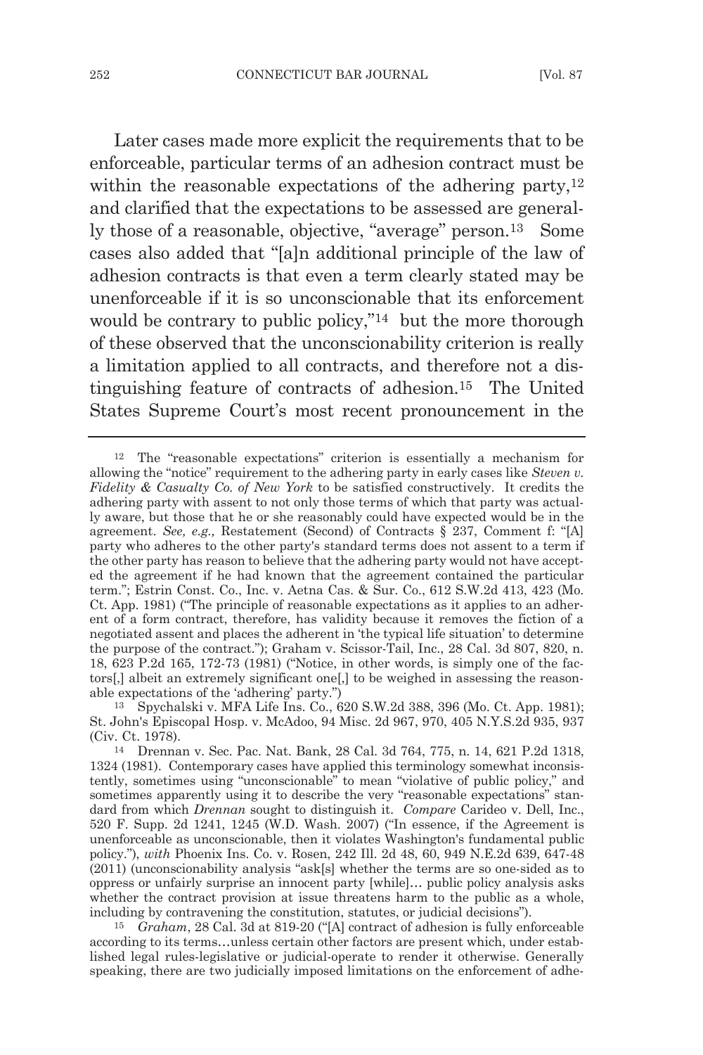Later cases made more explicit the requirements that to be enforceable, particular terms of an adhesion contract must be within the reasonable expectations of the adhering party,[12] and clarified that the expectations to be assessed are generally those of a reasonable, objective, "average" person.[13] Some cases also added that "[a]n additional principle of the law of adhesion contracts is that even a term clearly stated may be unenforceable if it is so unconscionable that its enforcement would be contrary to public policy,"[14] but the more thorough of these observed that the unconscionability criterion is really a limitation applied to all contracts, and therefore not a distinguishing feature of contracts of adhesion.[15] The United States Supreme Court's most recent pronouncement in the

---

[12] The "reasonable expectations" criterion is essentially a mechanism for allowing the "notice" requirement to the adhering party in early cases like *Steven v. Fidelity & Casualty Co. of New York* to be satisfied constructively. It credits the adhering party with assent to not only those terms of which that party was actually aware, but those that he or she reasonably could have expected would be in the agreement. *See, e.g.,* Restatement (Second) of Contracts § 237, Comment f: "[A] party who adheres to the other party's standard terms does not assent to a term if the other party has reason to believe that the adhering party would not have accepted the agreement if he had known that the agreement contained the particular term."; Estrin Const. Co., Inc. v. Aetna Cas. & Sur. Co., 612 S.W.2d 413, 423 (Mo. Ct. App. 1981) ("The principle of reasonable expectations as it applies to an adherent of a form contract, therefore, has validity because it removes the fiction of a negotiated assent and places the adherent in 'the typical life situation' to determine the purpose of the contract."); Graham v. Scissor-Tail, Inc., 28 Cal. 3d 807, 820, n. 18, 623 P.2d 165, 172-73 (1981) ("Notice, in other words, is simply one of the factors[,] albeit an extremely significant one[,] to be weighed in assessing the reasonable expectations of the 'adhering' party.")

[13] Spychalski v. MFA Life Ins. Co., 620 S.W.2d 388, 396 (Mo. Ct. App. 1981); St. John's Episcopal Hosp. v. McAdoo, 94 Misc. 2d 967, 970, 405 N.Y.S.2d 935, 937 (Civ. Ct. 1978).

[14] Drennan v. Sec. Pac. Nat. Bank, 28 Cal. 3d 764, 775, n. 14, 621 P.2d 1318, 1324 (1981). Contemporary cases have applied this terminology somewhat inconsistently, sometimes using "unconscionable" to mean "violative of public policy," and sometimes apparently using it to describe the very "reasonable expectations" standard from which *Drennan* sought to distinguish it. *Compare* Carideo v. Dell, Inc., 520 F. Supp. 2d 1241, 1245 (W.D. Wash. 2007) ("In essence, if the Agreement is unenforceable as unconscionable, then it violates Washington's fundamental public policy."), *with* Phoenix Ins. Co. v. Rosen, 242 Ill. 2d 48, 60, 949 N.E.2d 639, 647-48 (2011) (unconscionability analysis "ask[s] whether the terms are so one-sided as to oppress or unfairly surprise an innocent party [while]… public policy analysis asks whether the contract provision at issue threatens harm to the public as a whole, including by contravening the constitution, statutes, or judicial decisions").

[15] *Graham*, 28 Cal. 3d at 819-20 ("[A] contract of adhesion is fully enforceable according to its terms…unless certain other factors are present which, under established legal rules-legislative or judicial-operate to render it otherwise. Generally speaking, there are two judicially imposed limitations on the enforcement of adhe-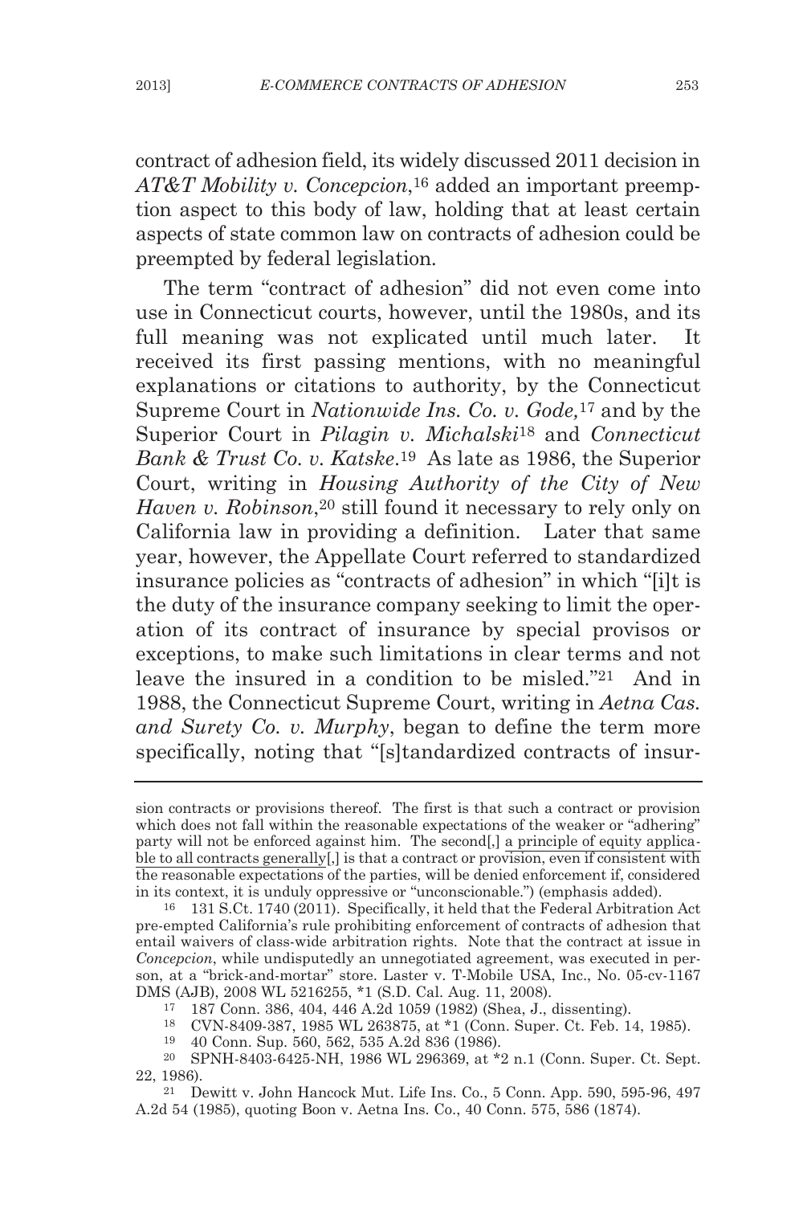contract of adhesion field, its widely discussed 2011 decision in *AT&T Mobility v. Concepcion*,[16] added an important preemption aspect to this body of law, holding that at least certain aspects of state common law on contracts of adhesion could be preempted by federal legislation.

The term "contract of adhesion" did not even come into use in Connecticut courts, however, until the 1980s, and its full meaning was not explicated until much later. It received its first passing mentions, with no meaningful explanations or citations to authority, by the Connecticut Supreme Court in *Nationwide Ins. Co. v. Gode,*[17] and by the Superior Court in *Pilagin v. Michalski*[18] and *Connecticut Bank & Trust Co. v. Katske*.[19] As late as 1986, the Superior Court, writing in *Housing Authority of the City of New Haven v. Robinson*,[20] still found it necessary to rely only on California law in providing a definition. Later that same year, however, the Appellate Court referred to standardized insurance policies as "contracts of adhesion" in which "[i]t is the duty of the insurance company seeking to limit the operation of its contract of insurance by special provisos or exceptions, to make such limitations in clear terms and not leave the insured in a condition to be misled."[21] And in 1988, the Connecticut Supreme Court, writing in *Aetna Cas. and Surety Co. v. Murphy*, began to define the term more specifically, noting that "[s]tandardized contracts of insur-

---

sion contracts or provisions thereof. The first is that such a contract or provision which does not fall within the reasonable expectations of the weaker or "adhering" party will not be enforced against him. The second[,] <u>a principle of equity applicable to all contracts generally</u>[,] is that a contract or provision, even if consistent with the reasonable expectations of the parties, will be denied enforcement if, considered in its context, it is unduly oppressive or "unconscionable.") (emphasis added).

[16] 131 S.Ct. 1740 (2011). Specifically, it held that the Federal Arbitration Act pre-empted California's rule prohibiting enforcement of contracts of adhesion that entail waivers of class-wide arbitration rights. Note that the contract at issue in *Concepcion*, while undisputedly an unnegotiated agreement, was executed in person, at a "brick-and-mortar" store. Laster v. T-Mobile USA, Inc., No. 05-cv-1167 DMS (AJB), 2008 WL 5216255, *1 (S.D. Cal. Aug. 11, 2008).

[17] 187 Conn. 386, 404, 446 A.2d 1059 (1982) (Shea, J., dissenting).

[18] CVN-8409-387, 1985 WL 263875, at *1 (Conn. Super. Ct. Feb. 14, 1985).

[19] 40 Conn. Sup. 560, 562, 535 A.2d 836 (1986).

[20] SPNH-8403-6425-NH, 1986 WL 296369, at *2 n.1 (Conn. Super. Ct. Sept. 22, 1986).

[21] Dewitt v. John Hancock Mut. Life Ins. Co., 5 Conn. App. 590, 595-96, 497 A.2d 54 (1985), quoting Boon v. Aetna Ins. Co., 40 Conn. 575, 586 (1874).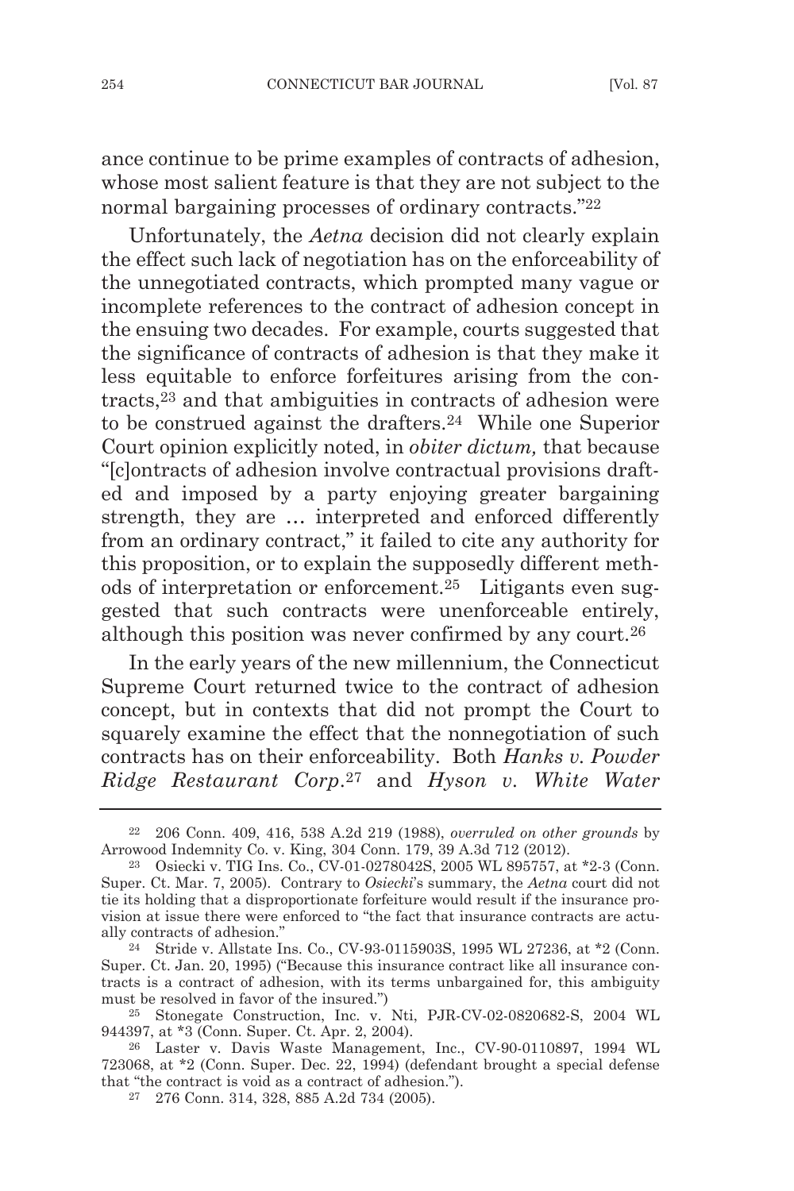ance continue to be prime examples of contracts of adhesion, whose most salient feature is that they are not subject to the normal bargaining processes of ordinary contracts."[22]

Unfortunately, the *Aetna* decision did not clearly explain the effect such lack of negotiation has on the enforceability of the unnegotiated contracts, which prompted many vague or incomplete references to the contract of adhesion concept in the ensuing two decades. For example, courts suggested that the significance of contracts of adhesion is that they make it less equitable to enforce forfeitures arising from the contracts,[23] and that ambiguities in contracts of adhesion were to be construed against the drafters.[24] While one Superior Court opinion explicitly noted, in *obiter dictum,* that because "[c]ontracts of adhesion involve contractual provisions drafted and imposed by a party enjoying greater bargaining strength, they are … interpreted and enforced differently from an ordinary contract," it failed to cite any authority for this proposition, or to explain the supposedly different methods of interpretation or enforcement.[25] Litigants even suggested that such contracts were unenforceable entirely, although this position was never confirmed by any court.[26]

In the early years of the new millennium, the Connecticut Supreme Court returned twice to the contract of adhesion concept, but in contexts that did not prompt the Court to squarely examine the effect that the nonnegotiation of such contracts has on their enforceability. Both *Hanks v. Powder Ridge Restaurant Corp*.[27] and *Hyson v. White Water*

---

[22] 206 Conn. 409, 416, 538 A.2d 219 (1988), *overruled on other grounds* by Arrowood Indemnity Co. v. King, 304 Conn. 179, 39 A.3d 712 (2012).

[23] Osiecki v. TIG Ins. Co., CV-01-0278042S, 2005 WL 895757, at *2-3 (Conn. Super. Ct. Mar. 7, 2005). Contrary to *Osiecki*'s summary, the *Aetna* court did not tie its holding that a disproportionate forfeiture would result if the insurance provision at issue there were enforced to "the fact that insurance contracts are actually contracts of adhesion."

[24] Stride v. Allstate Ins. Co., CV-93-0115903S, 1995 WL 27236, at *2 (Conn. Super. Ct. Jan. 20, 1995) ("Because this insurance contract like all insurance contracts is a contract of adhesion, with its terms unbargained for, this ambiguity must be resolved in favor of the insured.")

[25] Stonegate Construction, Inc. v. Nti, PJR-CV-02-0820682-S, 2004 WL 944397, at *3 (Conn. Super. Ct. Apr. 2, 2004).

[26] Laster v. Davis Waste Management, Inc., CV-90-0110897, 1994 WL 723068, at *2 (Conn. Super. Dec. 22, 1994) (defendant brought a special defense that "the contract is void as a contract of adhesion.").

[27] 276 Conn. 314, 328, 885 A.2d 734 (2005).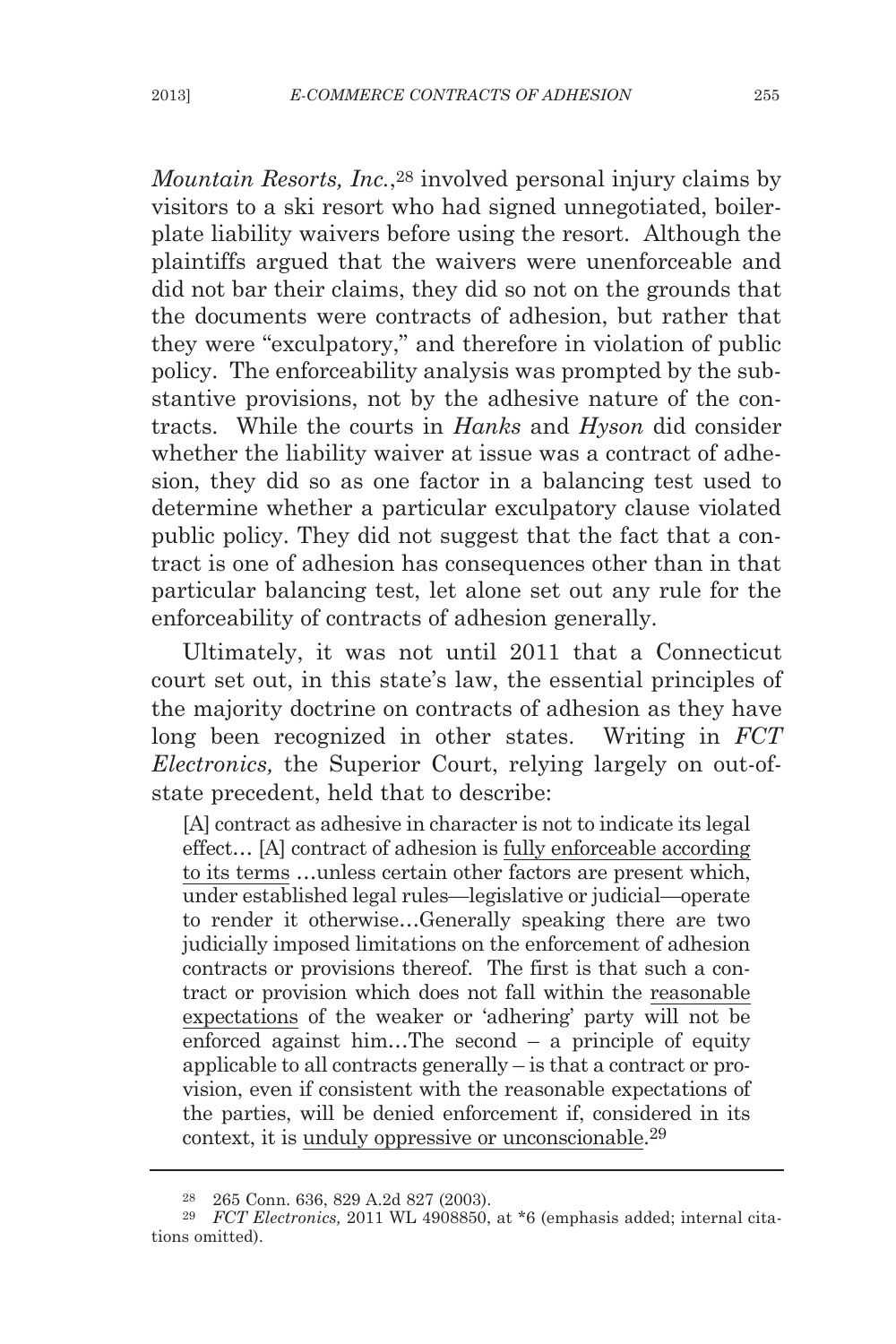*Mountain Resorts, Inc.*,[28] involved personal injury claims by visitors to a ski resort who had signed unnegotiated, boilerplate liability waivers before using the resort. Although the plaintiffs argued that the waivers were unenforceable and did not bar their claims, they did so not on the grounds that the documents were contracts of adhesion, but rather that they were "exculpatory," and therefore in violation of public policy. The enforceability analysis was prompted by the substantive provisions, not by the adhesive nature of the contracts. While the courts in *Hanks* and *Hyson* did consider whether the liability waiver at issue was a contract of adhesion, they did so as one factor in a balancing test used to determine whether a particular exculpatory clause violated public policy. They did not suggest that the fact that a contract is one of adhesion has consequences other than in that particular balancing test, let alone set out any rule for the enforceability of contracts of adhesion generally.

Ultimately, it was not until 2011 that a Connecticut court set out, in this state's law, the essential principles of the majority doctrine on contracts of adhesion as they have long been recognized in other states. Writing in *FCT Electronics,* the Superior Court, relying largely on out-of-state precedent, held that to describe:

> [A] contract as adhesive in character is not to indicate its legal effect… [A] contract of adhesion is <u>fully enforceable according to its terms</u> …unless certain other factors are present which, under established legal rules—legislative or judicial—operate to render it otherwise…Generally speaking there are two judicially imposed limitations on the enforcement of adhesion contracts or provisions thereof. The first is that such a contract or provision which does not fall within the <u>reasonable expectations</u> of the weaker or 'adhering' party will not be enforced against him…The second – a principle of equity applicable to all contracts generally – is that a contract or provision, even if consistent with the reasonable expectations of the parties, will be denied enforcement if, considered in its context, it is <u>unduly oppressive or unconscionable</u>.[29]

---

[28] 265 Conn. 636, 829 A.2d 827 (2003).

[29] *FCT Electronics,* 2011 WL 4908850, at *6 (emphasis added; internal citations omitted).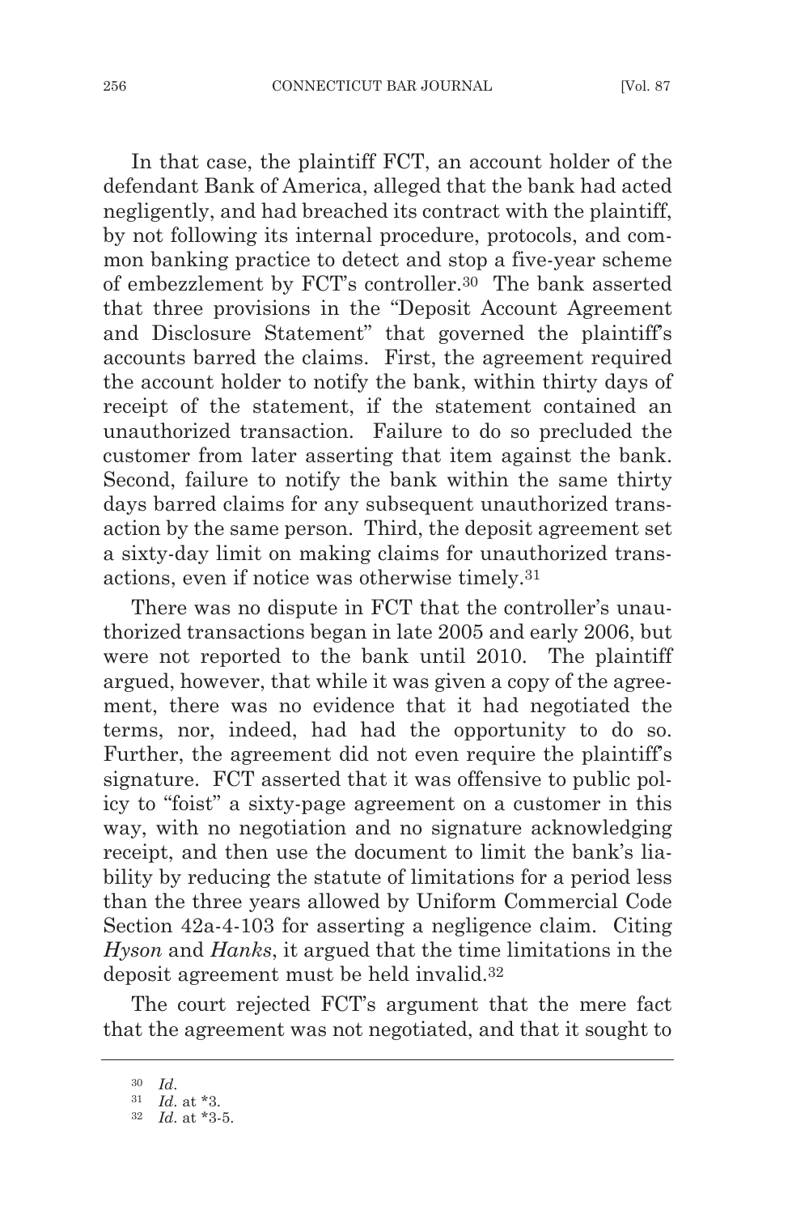In that case, the plaintiff FCT, an account holder of the defendant Bank of America, alleged that the bank had acted negligently, and had breached its contract with the plaintiff, by not following its internal procedure, protocols, and common banking practice to detect and stop a five-year scheme of embezzlement by FCT's controller.[30] The bank asserted that three provisions in the "Deposit Account Agreement and Disclosure Statement" that governed the plaintiff's accounts barred the claims. First, the agreement required the account holder to notify the bank, within thirty days of receipt of the statement, if the statement contained an unauthorized transaction. Failure to do so precluded the customer from later asserting that item against the bank. Second, failure to notify the bank within the same thirty days barred claims for any subsequent unauthorized transaction by the same person. Third, the deposit agreement set a sixty-day limit on making claims for unauthorized transactions, even if notice was otherwise timely.[31]

There was no dispute in FCT that the controller's unauthorized transactions began in late 2005 and early 2006, but were not reported to the bank until 2010. The plaintiff argued, however, that while it was given a copy of the agreement, there was no evidence that it had negotiated the terms, nor, indeed, had had the opportunity to do so. Further, the agreement did not even require the plaintiff's signature. FCT asserted that it was offensive to public policy to "foist" a sixty-page agreement on a customer in this way, with no negotiation and no signature acknowledging receipt, and then use the document to limit the bank's liability by reducing the statute of limitations for a period less than the three years allowed by Uniform Commercial Code Section 42a-4-103 for asserting a negligence claim. Citing *Hyson* and *Hanks*, it argued that the time limitations in the deposit agreement must be held invalid.[32]

The court rejected FCT's argument that the mere fact that the agreement was not negotiated, and that it sought to

---

[30] *Id*.

[31] *Id*. at *3.

[32] *Id*. at *3-5.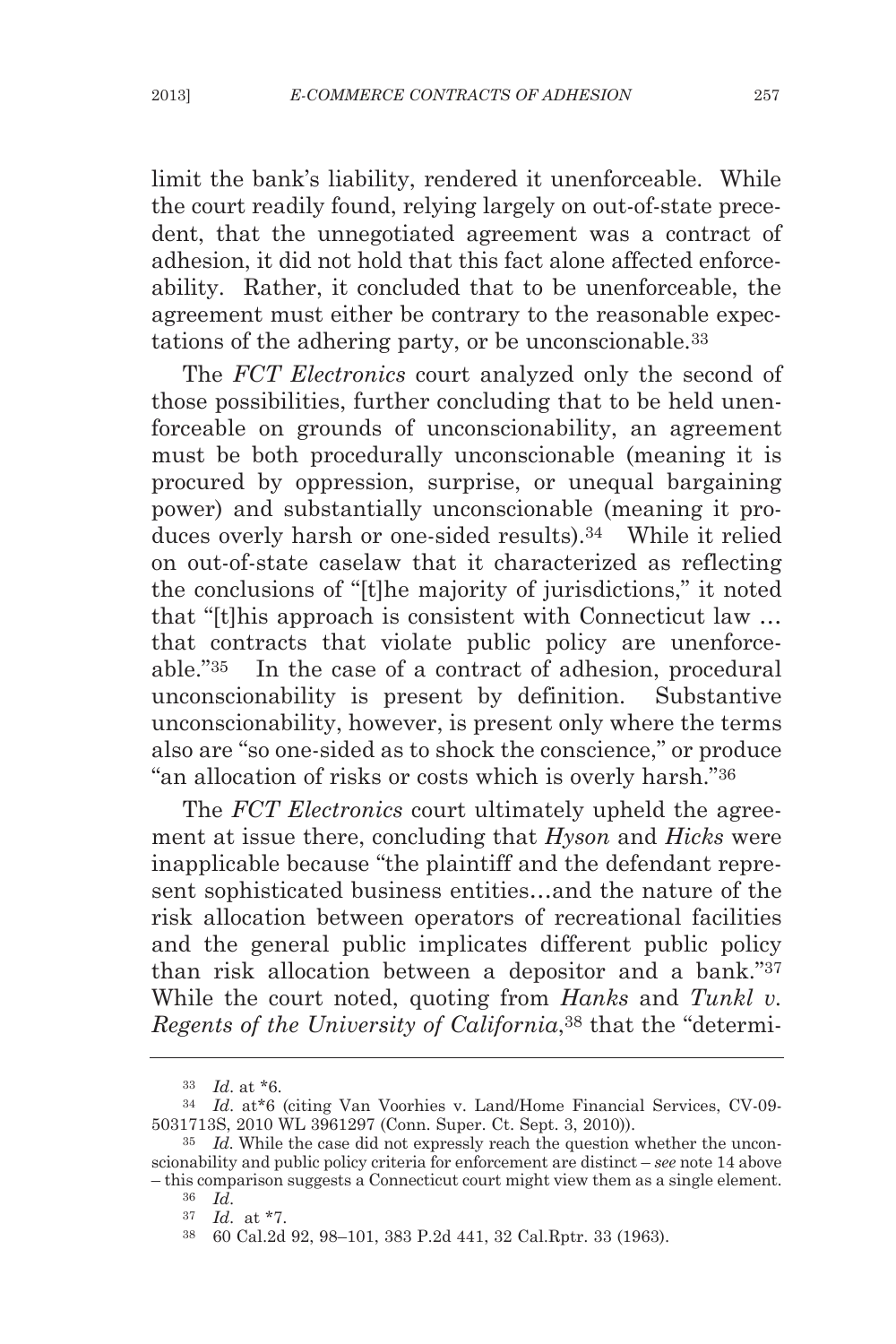limit the bank's liability, rendered it unenforceable. While the court readily found, relying largely on out-of-state precedent, that the unnegotiated agreement was a contract of adhesion, it did not hold that this fact alone affected enforceability. Rather, it concluded that to be unenforceable, the agreement must either be contrary to the reasonable expectations of the adhering party, or be unconscionable.[33]

The *FCT Electronics* court analyzed only the second of those possibilities, further concluding that to be held unenforceable on grounds of unconscionability, an agreement must be both procedurally unconscionable (meaning it is procured by oppression, surprise, or unequal bargaining power) and substantially unconscionable (meaning it produces overly harsh or one-sided results).[34] While it relied on out-of-state caselaw that it characterized as reflecting the conclusions of "[t]he majority of jurisdictions," it noted that "[t]his approach is consistent with Connecticut law … that contracts that violate public policy are unenforceable."[35] In the case of a contract of adhesion, procedural unconscionability is present by definition. Substantive unconscionability, however, is present only where the terms also are "so one-sided as to shock the conscience," or produce "an allocation of risks or costs which is overly harsh."[36]

The *FCT Electronics* court ultimately upheld the agreement at issue there, concluding that *Hyson* and *Hicks* were inapplicable because "the plaintiff and the defendant represent sophisticated business entities…and the nature of the risk allocation between operators of recreational facilities and the general public implicates different public policy than risk allocation between a depositor and a bank."[37] While the court noted, quoting from *Hanks* and *Tunkl v. Regents of the University of California*,[38] that the "determi-

---

[33] *Id*. at *6.

[34] *Id*. at*6 (citing Van Voorhies v. Land/Home Financial Services, CV-09-5031713S, 2010 WL 3961297 (Conn. Super. Ct. Sept. 3, 2010)).

[35] *Id.* While the case did not expressly reach the question whether the unconscionability and public policy criteria for enforcement are distinct – *see* note 14 above – this comparison suggests a Connecticut court might view them as a single element.

[36] *Id*.

[37] *Id*. at *7.

[38] 60 Cal.2d 92, 98–101, 383 P.2d 441, 32 Cal.Rptr. 33 (1963).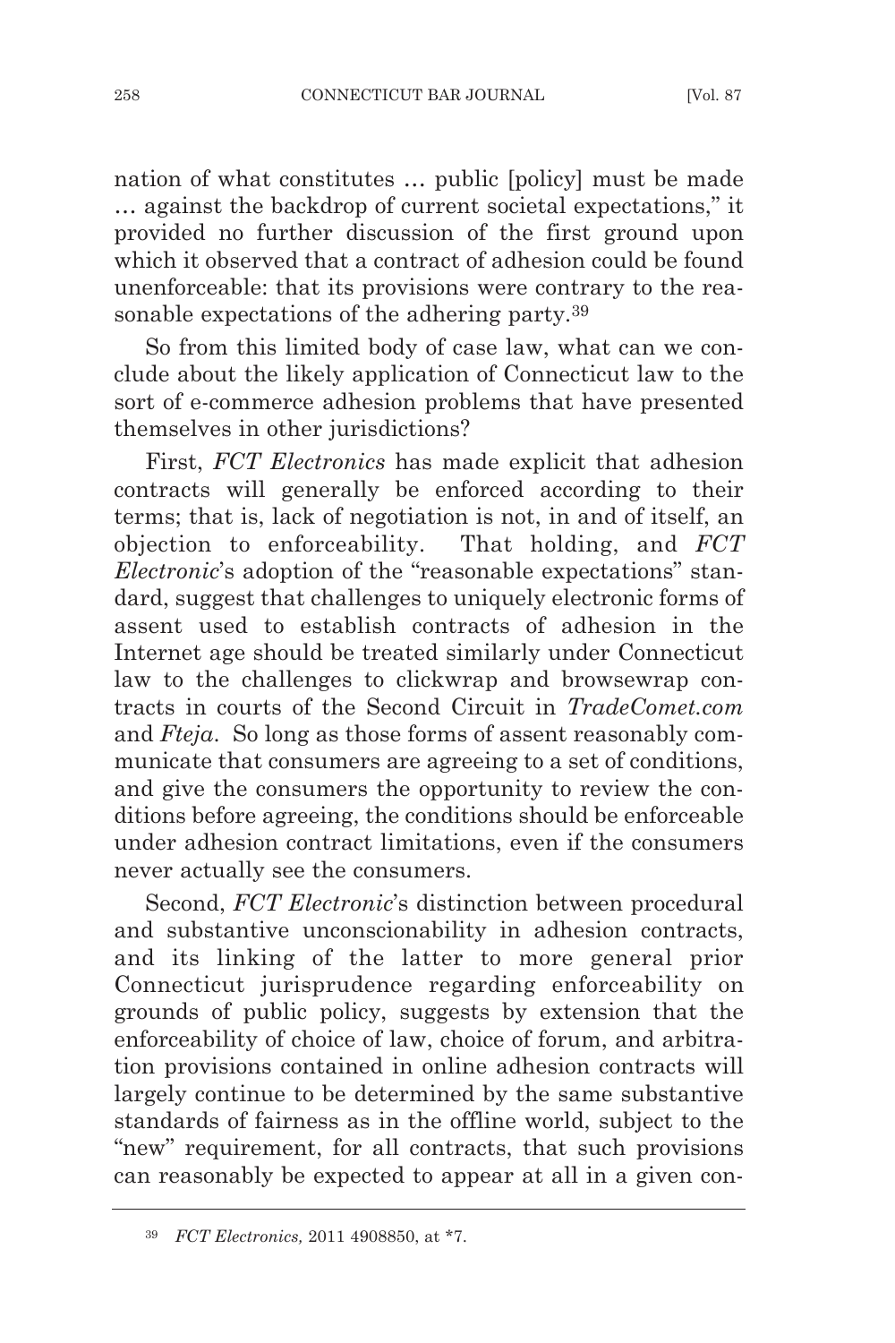nation of what constitutes … public [policy] must be made … against the backdrop of current societal expectations," it provided no further discussion of the first ground upon which it observed that a contract of adhesion could be found unenforceable: that its provisions were contrary to the reasonable expectations of the adhering party.[39]

So from this limited body of case law, what can we conclude about the likely application of Connecticut law to the sort of e-commerce adhesion problems that have presented themselves in other jurisdictions?

First, *FCT Electronics* has made explicit that adhesion contracts will generally be enforced according to their terms; that is, lack of negotiation is not, in and of itself, an objection to enforceability. That holding, and *FCT Electronic*'s adoption of the "reasonable expectations" standard, suggest that challenges to uniquely electronic forms of assent used to establish contracts of adhesion in the Internet age should be treated similarly under Connecticut law to the challenges to clickwrap and browsewrap contracts in courts of the Second Circuit in *TradeComet.com* and *Fteja*. So long as those forms of assent reasonably communicate that consumers are agreeing to a set of conditions, and give the consumers the opportunity to review the conditions before agreeing, the conditions should be enforceable under adhesion contract limitations, even if the consumers never actually see the consumers.

Second, *FCT Electronic*'s distinction between procedural and substantive unconscionability in adhesion contracts, and its linking of the latter to more general prior Connecticut jurisprudence regarding enforceability on grounds of public policy, suggests by extension that the enforceability of choice of law, choice of forum, and arbitration provisions contained in online adhesion contracts will largely continue to be determined by the same substantive standards of fairness as in the offline world, subject to the "new" requirement, for all contracts, that such provisions can reasonably be expected to appear at all in a given con-

---

[39] *FCT Electronics,* 2011 4908850, at *7.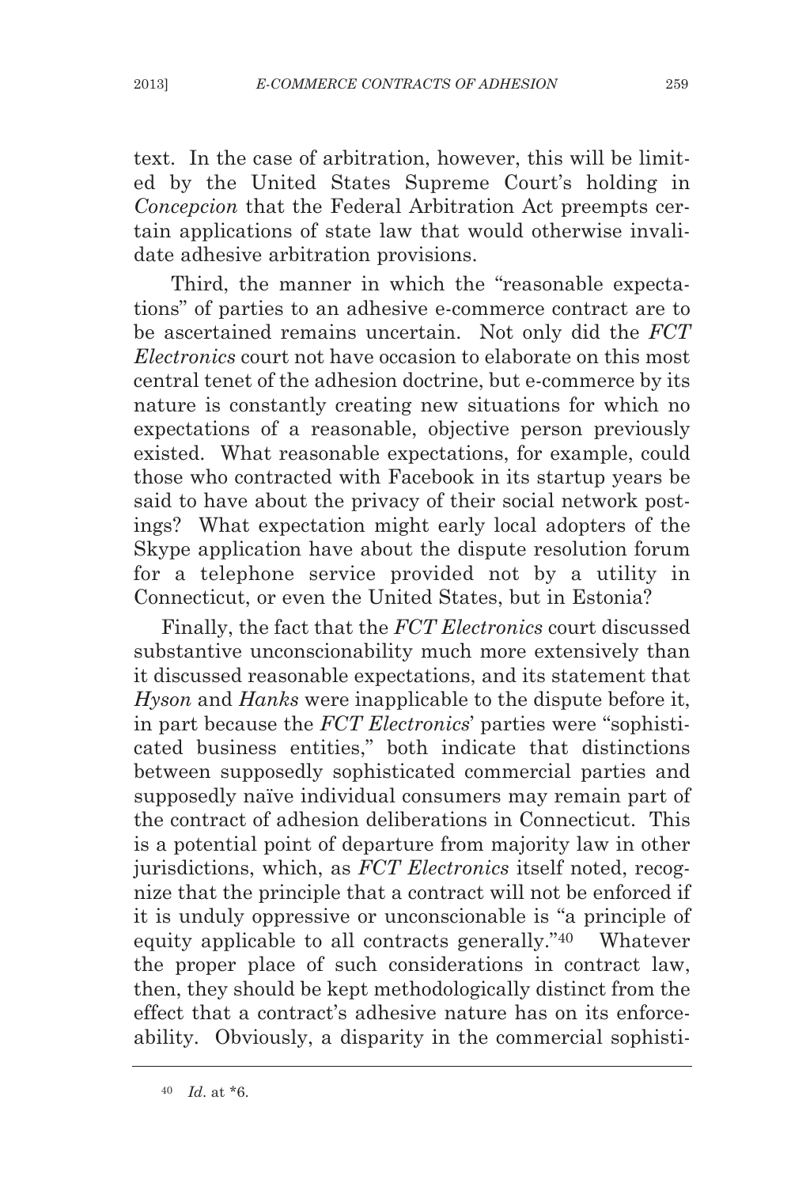text. In the case of arbitration, however, this will be limited by the United States Supreme Court's holding in *Concepcion* that the Federal Arbitration Act preempts certain applications of state law that would otherwise invalidate adhesive arbitration provisions.

Third, the manner in which the "reasonable expectations" of parties to an adhesive e-commerce contract are to be ascertained remains uncertain. Not only did the *FCT Electronics* court not have occasion to elaborate on this most central tenet of the adhesion doctrine, but e-commerce by its nature is constantly creating new situations for which no expectations of a reasonable, objective person previously existed. What reasonable expectations, for example, could those who contracted with Facebook in its startup years be said to have about the privacy of their social network postings? What expectation might early local adopters of the Skype application have about the dispute resolution forum for a telephone service provided not by a utility in Connecticut, or even the United States, but in Estonia?

Finally, the fact that the *FCT Electronics* court discussed substantive unconscionability much more extensively than it discussed reasonable expectations, and its statement that *Hyson* and *Hanks* were inapplicable to the dispute before it, in part because the *FCT Electronics*' parties were "sophisticated business entities," both indicate that distinctions between supposedly sophisticated commercial parties and supposedly naïve individual consumers may remain part of the contract of adhesion deliberations in Connecticut. This is a potential point of departure from majority law in other jurisdictions, which, as *FCT Electronics* itself noted, recognize that the principle that a contract will not be enforced if it is unduly oppressive or unconscionable is "a principle of equity applicable to all contracts generally."[40] Whatever the proper place of such considerations in contract law, then, they should be kept methodologically distinct from the effect that a contract's adhesive nature has on its enforceability. Obviously, a disparity in the commercial sophisti-

[40] *Id.* at *6.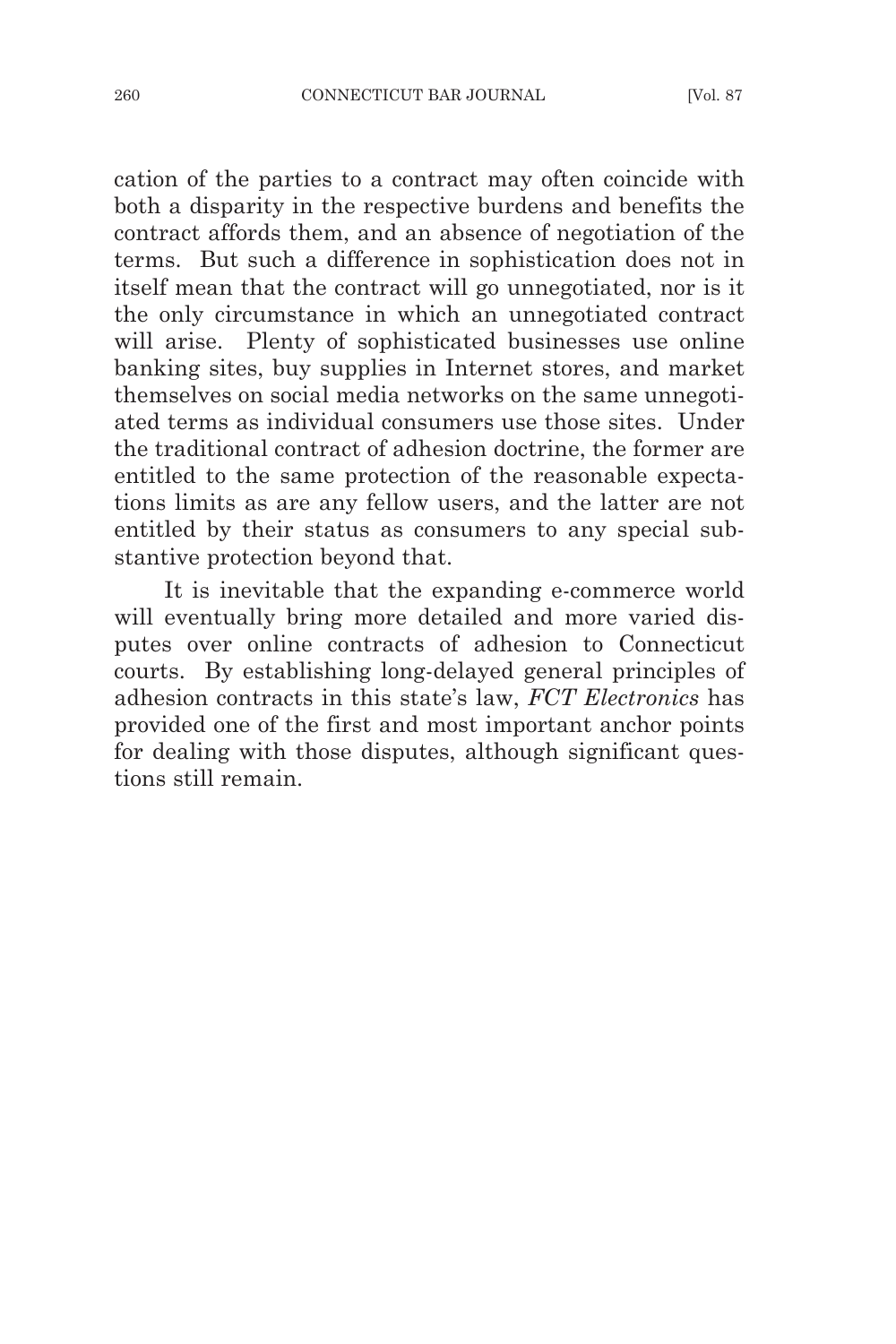cation of the parties to a contract may often coincide with both a disparity in the respective burdens and benefits the contract affords them, and an absence of negotiation of the terms. But such a difference in sophistication does not in itself mean that the contract will go unnegotiated, nor is it the only circumstance in which an unnegotiated contract will arise. Plenty of sophisticated businesses use online banking sites, buy supplies in Internet stores, and market themselves on social media networks on the same unnegotiated terms as individual consumers use those sites. Under the traditional contract of adhesion doctrine, the former are entitled to the same protection of the reasonable expectations limits as are any fellow users, and the latter are not entitled by their status as consumers to any special substantive protection beyond that.

It is inevitable that the expanding e-commerce world will eventually bring more detailed and more varied disputes over online contracts of adhesion to Connecticut courts. By establishing long-delayed general principles of adhesion contracts in this state's law, *FCT Electronics* has provided one of the first and most important anchor points for dealing with those disputes, although significant questions still remain.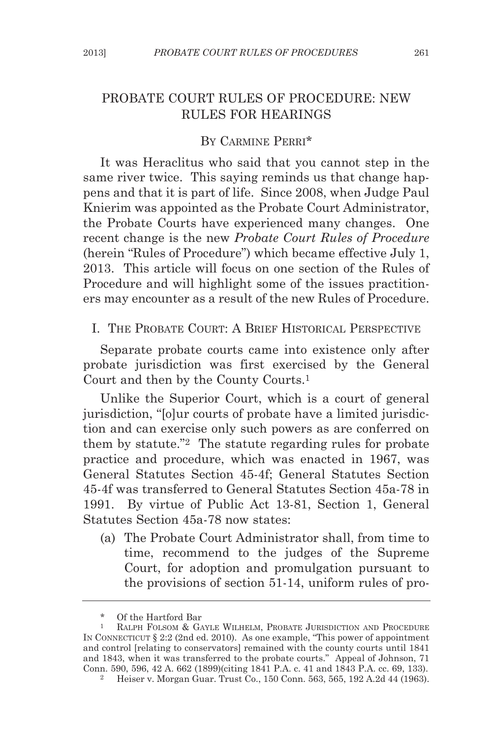# PROBATE COURT RULES OF PROCEDURE: NEW RULES FOR HEARINGS

By Carmine Perri*

It was Heraclitus who said that you cannot step in the same river twice. This saying reminds us that change happens and that it is part of life. Since 2008, when Judge Paul Knierim was appointed as the Probate Court Administrator, the Probate Courts have experienced many changes. One recent change is the new *Probate Court Rules of Procedure* (herein "Rules of Procedure") which became effective July 1, 2013. This article will focus on one section of the Rules of Procedure and will highlight some of the issues practitioners may encounter as a result of the new Rules of Procedure.

## I. The Probate Court: A Brief Historical Perspective

Separate probate courts came into existence only after probate jurisdiction was first exercised by the General Court and then by the County Courts.[1]

Unlike the Superior Court, which is a court of general jurisdiction, "[o]ur courts of probate have a limited jurisdiction and can exercise only such powers as are conferred on them by statute."[2] The statute regarding rules for probate practice and procedure, which was enacted in 1967, was General Statutes Section 45-4f; General Statutes Section 45-4f was transferred to General Statutes Section 45a-78 in 1991. By virtue of Public Act 13-81, Section 1, General Statutes Section 45a-78 now states:

> (a) The Probate Court Administrator shall, from time to time, recommend to the judges of the Supreme Court, for adoption and promulgation pursuant to the provisions of section 51-14, uniform rules of pro-

---

\* Of the Hartford Bar

[1] Ralph Folsom & Gayle Wilhelm, Probate Jurisdiction and Procedure In Connecticut § 2:2 (2nd ed. 2010). As one example, "This power of appointment and control [relating to conservators] remained with the county courts until 1841 and 1843, when it was transferred to the probate courts." Appeal of Johnson, 71 Conn. 590, 596, 42 A. 662 (1899)(citing 1841 P.A. c. 41 and 1843 P.A. cc. 69, 133).

[2] Heiser v. Morgan Guar. Trust Co., 150 Conn. 563, 565, 192 A.2d 44 (1963).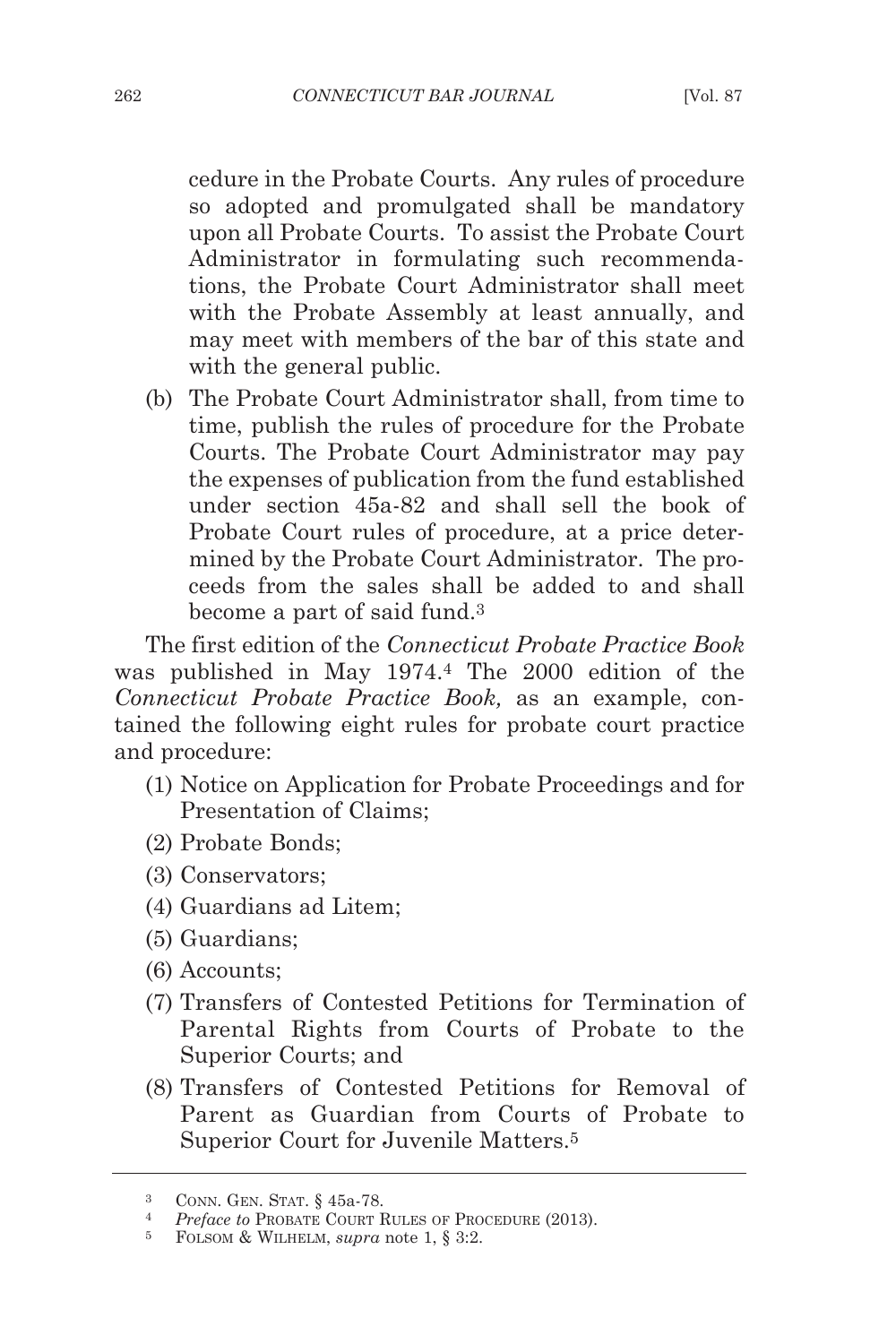cedure in the Probate Courts. Any rules of procedure so adopted and promulgated shall be mandatory upon all Probate Courts. To assist the Probate Court Administrator in formulating such recommendations, the Probate Court Administrator shall meet with the Probate Assembly at least annually, and may meet with members of the bar of this state and with the general public.

(b) The Probate Court Administrator shall, from time to time, publish the rules of procedure for the Probate Courts. The Probate Court Administrator may pay the expenses of publication from the fund established under section 45a-82 and shall sell the book of Probate Court rules of procedure, at a price determined by the Probate Court Administrator. The proceeds from the sales shall be added to and shall become a part of said fund.[3]

The first edition of the *Connecticut Probate Practice Book* was published in May 1974.[4] The 2000 edition of the *Connecticut Probate Practice Book,* as an example, contained the following eight rules for probate court practice and procedure:

(1) Notice on Application for Probate Proceedings and for Presentation of Claims;

(2) Probate Bonds;

(3) Conservators;

(4) Guardians ad Litem;

(5) Guardians;

(6) Accounts;

(7) Transfers of Contested Petitions for Termination of Parental Rights from Courts of Probate to the Superior Courts; and

(8) Transfers of Contested Petitions for Removal of Parent as Guardian from Courts of Probate to Superior Court for Juvenile Matters.[5]

---

[3] CONN. GEN. STAT. § 45a-78.

[4] *Preface to* PROBATE COURT RULES OF PROCEDURE (2013).

[5] FOLSOM & WILHELM, *supra* note 1, § 3:2.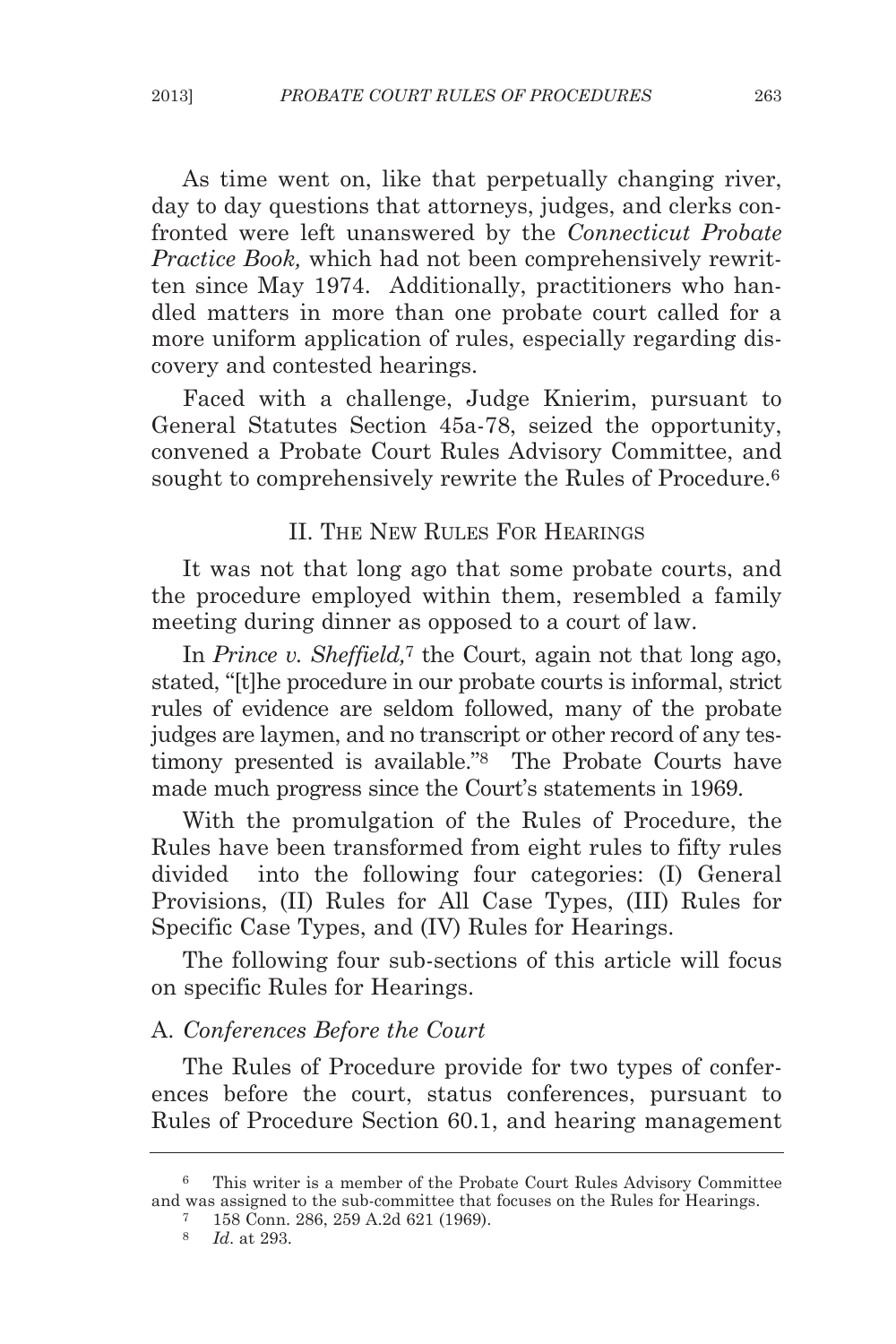As time went on, like that perpetually changing river, day to day questions that attorneys, judges, and clerks confronted were left unanswered by the *Connecticut Probate Practice Book,* which had not been comprehensively rewritten since May 1974. Additionally, practitioners who handled matters in more than one probate court called for a more uniform application of rules, especially regarding discovery and contested hearings.

Faced with a challenge, Judge Knierim, pursuant to General Statutes Section 45a-78, seized the opportunity, convened a Probate Court Rules Advisory Committee, and sought to comprehensively rewrite the Rules of Procedure.[6]

## II. The New Rules For Hearings

It was not that long ago that some probate courts, and the procedure employed within them, resembled a family meeting during dinner as opposed to a court of law.

In *Prince v. Sheffield,*[7] the Court, again not that long ago, stated, "[t]he procedure in our probate courts is informal, strict rules of evidence are seldom followed, many of the probate judges are laymen, and no transcript or other record of any testimony presented is available."[8] The Probate Courts have made much progress since the Court's statements in 1969.

With the promulgation of the Rules of Procedure, the Rules have been transformed from eight rules to fifty rules divided into the following four categories: (I) General Provisions, (II) Rules for All Case Types, (III) Rules for Specific Case Types, and (IV) Rules for Hearings.

The following four sub-sections of this article will focus on specific Rules for Hearings.

### A. *Conferences Before the Court*

The Rules of Procedure provide for two types of conferences before the court, status conferences, pursuant to Rules of Procedure Section 60.1, and hearing management

---

[6] This writer is a member of the Probate Court Rules Advisory Committee and was assigned to the sub-committee that focuses on the Rules for Hearings.

[7] 158 Conn. 286, 259 A.2d 621 (1969).

[8] *Id*. at 293.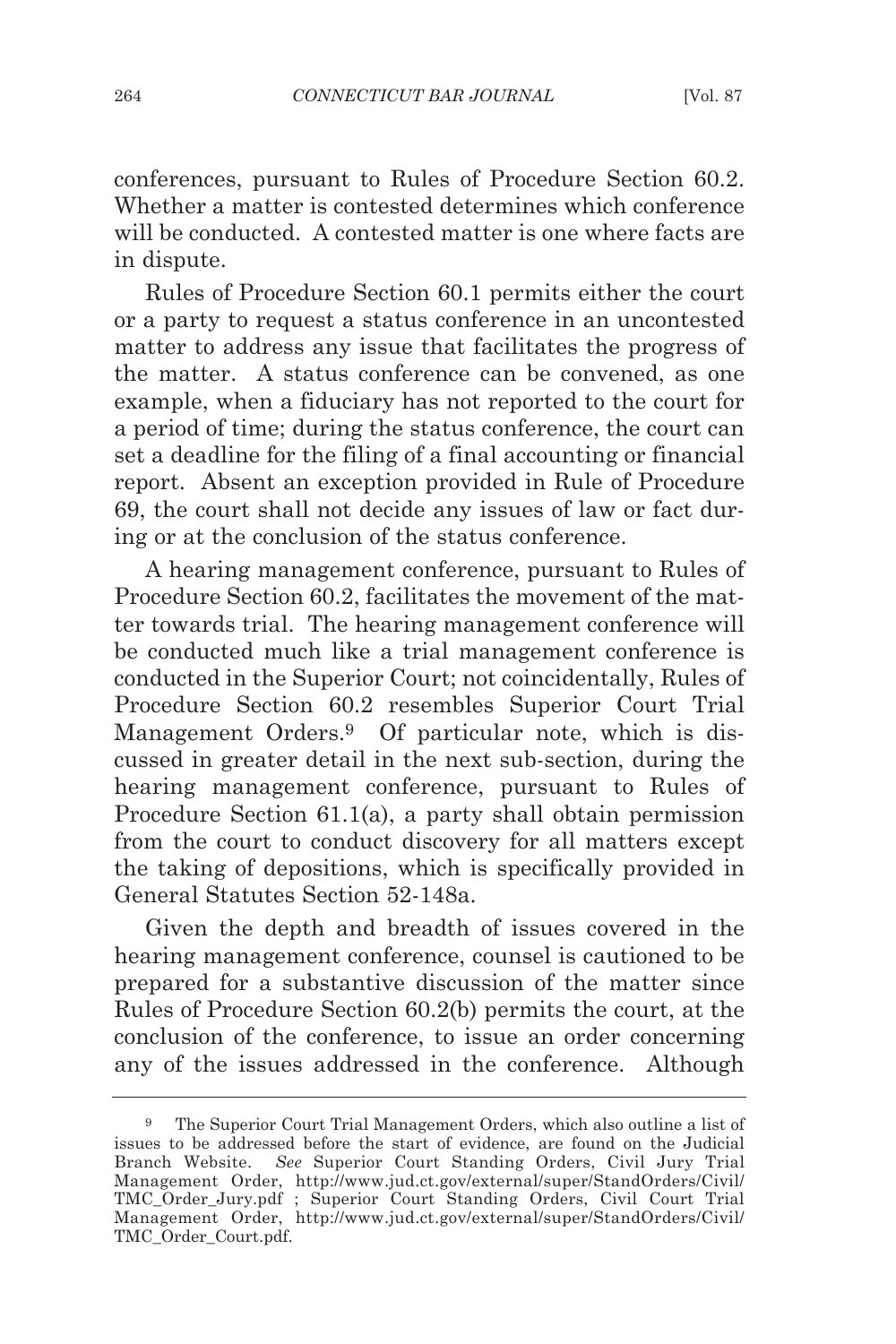conferences, pursuant to Rules of Procedure Section 60.2. Whether a matter is contested determines which conference will be conducted. A contested matter is one where facts are in dispute.

Rules of Procedure Section 60.1 permits either the court or a party to request a status conference in an uncontested matter to address any issue that facilitates the progress of the matter. A status conference can be convened, as one example, when a fiduciary has not reported to the court for a period of time; during the status conference, the court can set a deadline for the filing of a final accounting or financial report. Absent an exception provided in Rule of Procedure 69, the court shall not decide any issues of law or fact during or at the conclusion of the status conference.

A hearing management conference, pursuant to Rules of Procedure Section 60.2, facilitates the movement of the matter towards trial. The hearing management conference will be conducted much like a trial management conference is conducted in the Superior Court; not coincidentally, Rules of Procedure Section 60.2 resembles Superior Court Trial Management Orders.[9] Of particular note, which is discussed in greater detail in the next sub-section, during the hearing management conference, pursuant to Rules of Procedure Section 61.1(a), a party shall obtain permission from the court to conduct discovery for all matters except the taking of depositions, which is specifically provided in General Statutes Section 52-148a.

Given the depth and breadth of issues covered in the hearing management conference, counsel is cautioned to be prepared for a substantive discussion of the matter since Rules of Procedure Section 60.2(b) permits the court, at the conclusion of the conference, to issue an order concerning any of the issues addressed in the conference. Although

---

[9] The Superior Court Trial Management Orders, which also outline a list of issues to be addressed before the start of evidence, are found on the Judicial Branch Website. *See* Superior Court Standing Orders, Civil Jury Trial Management Order, http://www.jud.ct.gov/external/super/StandOrders/Civil/TMC_Order_Jury.pdf ; Superior Court Standing Orders, Civil Court Trial Management Order, http://www.jud.ct.gov/external/super/StandOrders/Civil/TMC_Order_Court.pdf.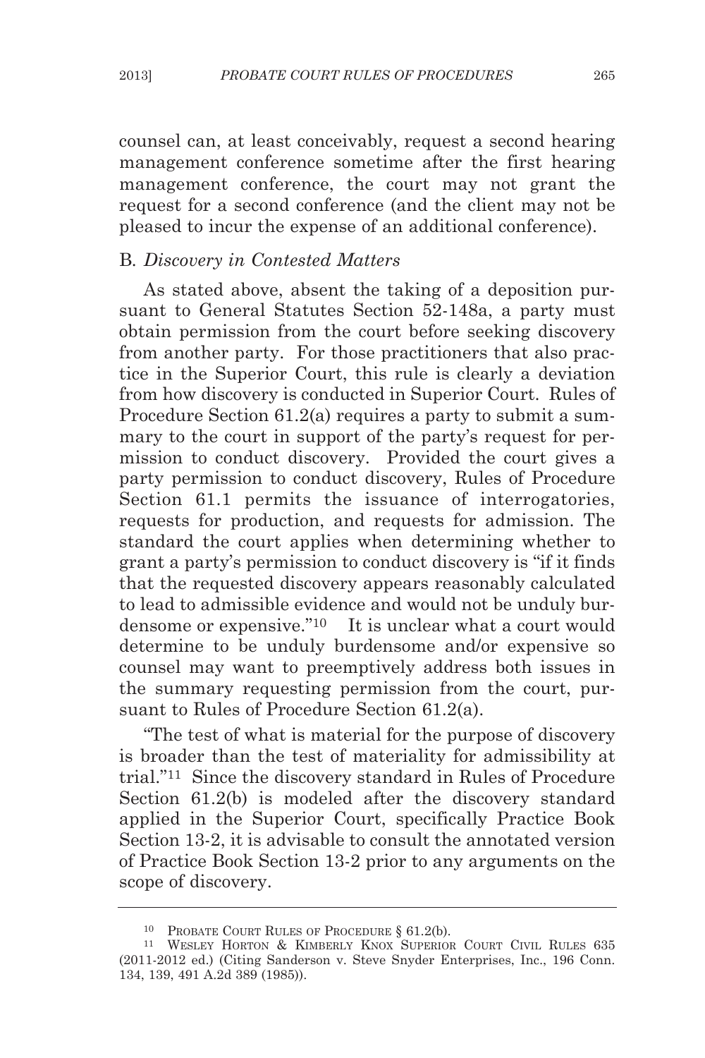counsel can, at least conceivably, request a second hearing management conference sometime after the first hearing management conference, the court may not grant the request for a second conference (and the client may not be pleased to incur the expense of an additional conference).

### B. *Discovery in Contested Matters*

As stated above, absent the taking of a deposition pursuant to General Statutes Section 52-148a, a party must obtain permission from the court before seeking discovery from another party. For those practitioners that also practice in the Superior Court, this rule is clearly a deviation from how discovery is conducted in Superior Court. Rules of Procedure Section 61.2(a) requires a party to submit a summary to the court in support of the party's request for permission to conduct discovery. Provided the court gives a party permission to conduct discovery, Rules of Procedure Section 61.1 permits the issuance of interrogatories, requests for production, and requests for admission. The standard the court applies when determining whether to grant a party's permission to conduct discovery is "if it finds that the requested discovery appears reasonably calculated to lead to admissible evidence and would not be unduly burdensome or expensive."[10] It is unclear what a court would determine to be unduly burdensome and/or expensive so counsel may want to preemptively address both issues in the summary requesting permission from the court, pursuant to Rules of Procedure Section 61.2(a).

"The test of what is material for the purpose of discovery is broader than the test of materiality for admissibility at trial."[11] Since the discovery standard in Rules of Procedure Section 61.2(b) is modeled after the discovery standard applied in the Superior Court, specifically Practice Book Section 13-2, it is advisable to consult the annotated version of Practice Book Section 13-2 prior to any arguments on the scope of discovery.

---

[10] PROBATE COURT RULES OF PROCEDURE § 61.2(b).

[11] WESLEY HORTON & KIMBERLY KNOX SUPERIOR COURT CIVIL RULES 635 (2011-2012 ed.) (Citing Sanderson v. Steve Snyder Enterprises, Inc., 196 Conn. 134, 139, 491 A.2d 389 (1985)).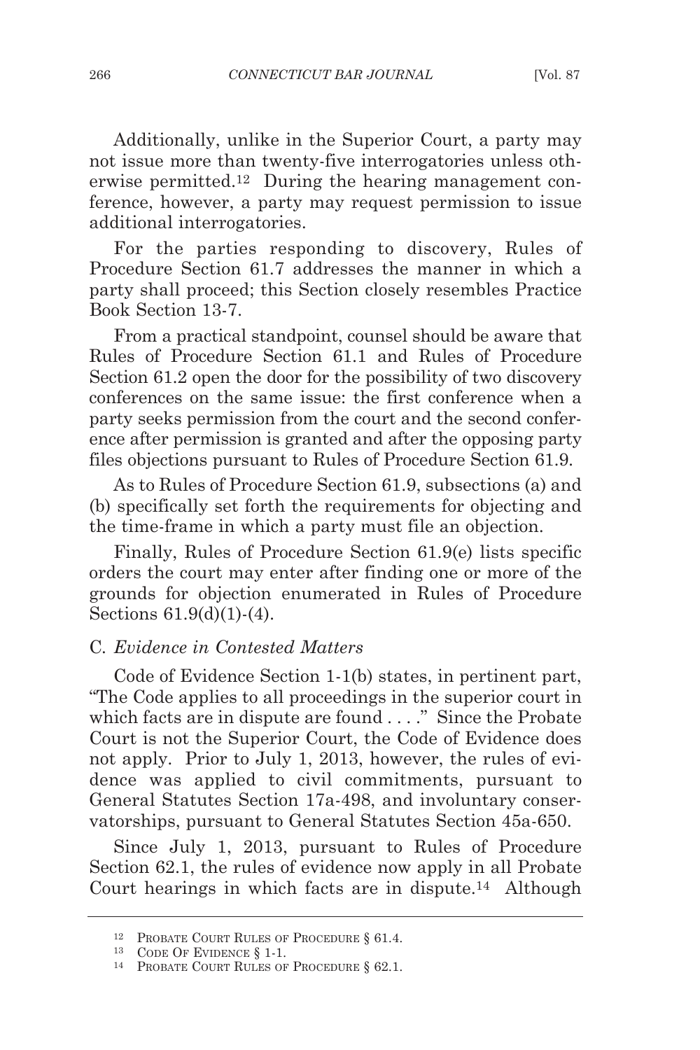Additionally, unlike in the Superior Court, a party may not issue more than twenty-five interrogatories unless otherwise permitted.[12] During the hearing management conference, however, a party may request permission to issue additional interrogatories.

For the parties responding to discovery, Rules of Procedure Section 61.7 addresses the manner in which a party shall proceed; this Section closely resembles Practice Book Section 13-7.

From a practical standpoint, counsel should be aware that Rules of Procedure Section 61.1 and Rules of Procedure Section 61.2 open the door for the possibility of two discovery conferences on the same issue: the first conference when a party seeks permission from the court and the second conference after permission is granted and after the opposing party files objections pursuant to Rules of Procedure Section 61.9.

As to Rules of Procedure Section 61.9, subsections (a) and (b) specifically set forth the requirements for objecting and the time-frame in which a party must file an objection.

Finally, Rules of Procedure Section 61.9(e) lists specific orders the court may enter after finding one or more of the grounds for objection enumerated in Rules of Procedure Sections 61.9(d)(1)-(4).

### C. *Evidence in Contested Matters*

Code of Evidence Section 1-1(b) states, in pertinent part, "The Code applies to all proceedings in the superior court in which facts are in dispute are found . . . ." Since the Probate Court is not the Superior Court, the Code of Evidence does not apply. Prior to July 1, 2013, however, the rules of evidence was applied to civil commitments, pursuant to General Statutes Section 17a-498, and involuntary conservatorships, pursuant to General Statutes Section 45a-650.

Since July 1, 2013, pursuant to Rules of Procedure Section 62.1, the rules of evidence now apply in all Probate Court hearings in which facts are in dispute.[14] Although

---

[12] PROBATE COURT RULES OF PROCEDURE § 61.4.

[13] CODE OF EVIDENCE § 1-1.

[14] PROBATE COURT RULES OF PROCEDURE § 62.1.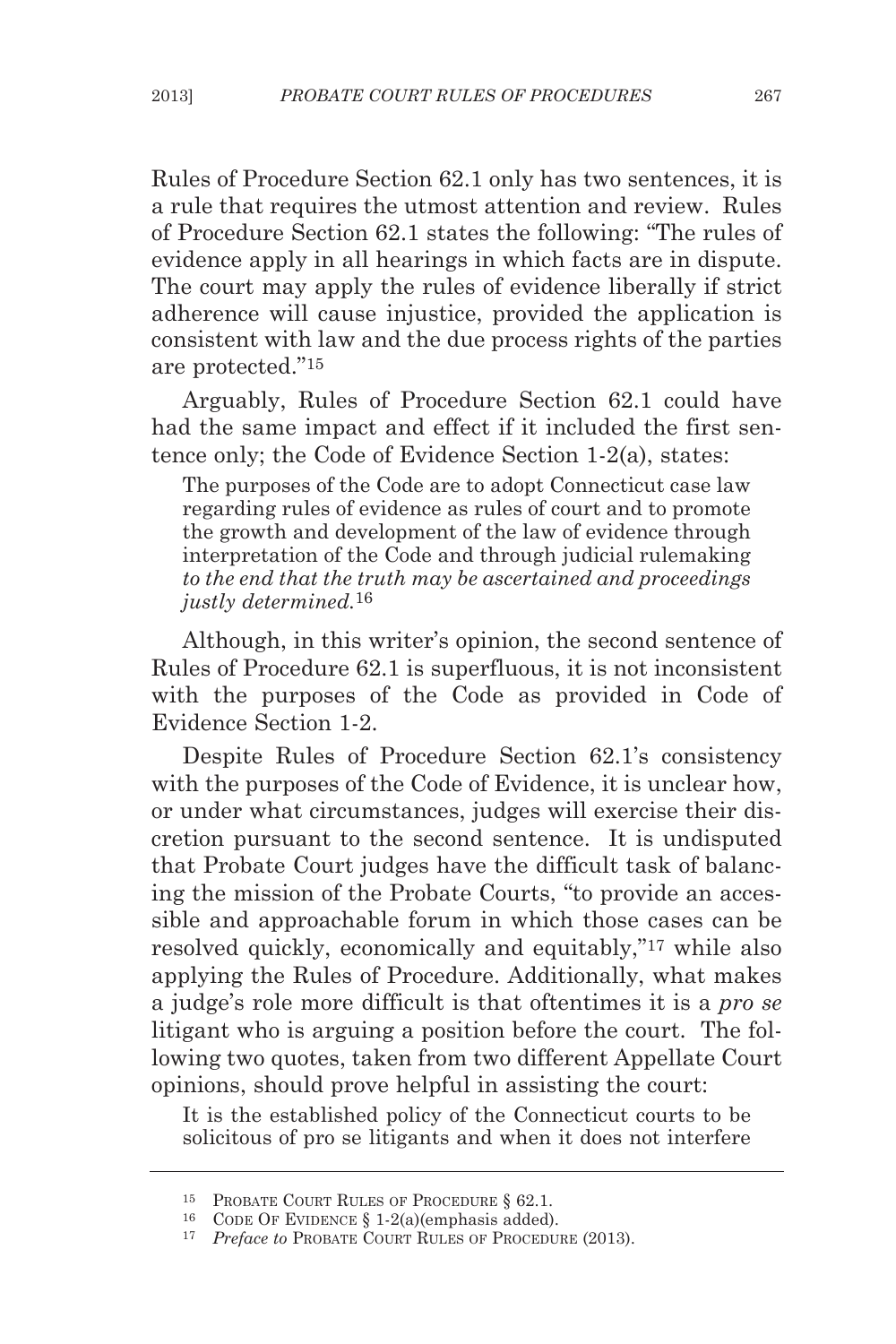Rules of Procedure Section 62.1 only has two sentences, it is a rule that requires the utmost attention and review. Rules of Procedure Section 62.1 states the following: "The rules of evidence apply in all hearings in which facts are in dispute. The court may apply the rules of evidence liberally if strict adherence will cause injustice, provided the application is consistent with law and the due process rights of the parties are protected."[15]

Arguably, Rules of Procedure Section 62.1 could have had the same impact and effect if it included the first sentence only; the Code of Evidence Section 1-2(a), states:

> The purposes of the Code are to adopt Connecticut case law regarding rules of evidence as rules of court and to promote the growth and development of the law of evidence through interpretation of the Code and through judicial rulemaking *to the end that the truth may be ascertained and proceedings justly determined.*[16]

Although, in this writer's opinion, the second sentence of Rules of Procedure 62.1 is superfluous, it is not inconsistent with the purposes of the Code as provided in Code of Evidence Section 1-2.

Despite Rules of Procedure Section 62.1's consistency with the purposes of the Code of Evidence, it is unclear how, or under what circumstances, judges will exercise their discretion pursuant to the second sentence. It is undisputed that Probate Court judges have the difficult task of balancing the mission of the Probate Courts, "to provide an accessible and approachable forum in which those cases can be resolved quickly, economically and equitably,"[17] while also applying the Rules of Procedure. Additionally, what makes a judge's role more difficult is that oftentimes it is a *pro se* litigant who is arguing a position before the court. The following two quotes, taken from two different Appellate Court opinions, should prove helpful in assisting the court:

> It is the established policy of the Connecticut courts to be solicitous of pro se litigants and when it does not interfere

---

[15] Probate Court Rules of Procedure § 62.1.

[16] Code Of Evidence § 1-2(a)(emphasis added).

[17] *Preface to* Probate Court Rules of Procedure (2013).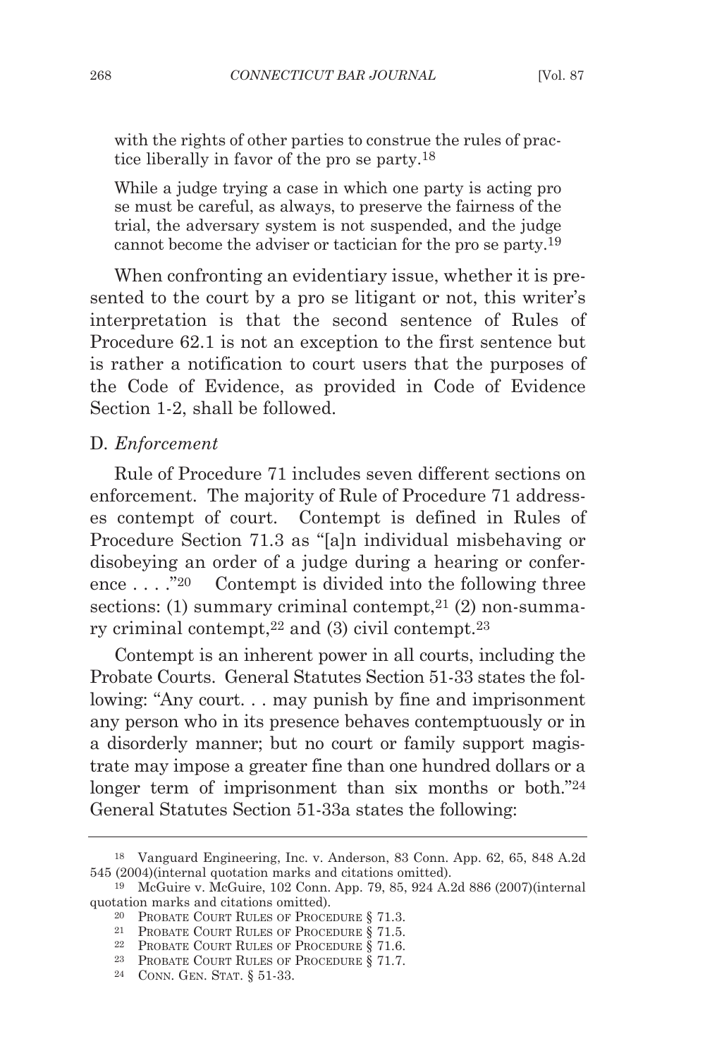with the rights of other parties to construe the rules of practice liberally in favor of the pro se party.[18]

> While a judge trying a case in which one party is acting pro se must be careful, as always, to preserve the fairness of the trial, the adversary system is not suspended, and the judge cannot become the adviser or tactician for the pro se party.[19]

When confronting an evidentiary issue, whether it is presented to the court by a pro se litigant or not, this writer's interpretation is that the second sentence of Rules of Procedure 62.1 is not an exception to the first sentence but is rather a notification to court users that the purposes of the Code of Evidence, as provided in Code of Evidence Section 1-2, shall be followed.

D. *Enforcement*

Rule of Procedure 71 includes seven different sections on enforcement. The majority of Rule of Procedure 71 addresses contempt of court. Contempt is defined in Rules of Procedure Section 71.3 as "[a]n individual misbehaving or disobeying an order of a judge during a hearing or conference . . . ."[20] Contempt is divided into the following three sections: (1) summary criminal contempt,[21] (2) non-summary criminal contempt,[22] and (3) civil contempt.[23]

Contempt is an inherent power in all courts, including the Probate Courts. General Statutes Section 51-33 states the following: "Any court. . . may punish by fine and imprisonment any person who in its presence behaves contemptuously or in a disorderly manner; but no court or family support magistrate may impose a greater fine than one hundred dollars or a longer term of imprisonment than six months or both."[24] General Statutes Section 51-33a states the following:

---

[18] Vanguard Engineering, Inc. v. Anderson, 83 Conn. App. 62, 65, 848 A.2d 545 (2004)(internal quotation marks and citations omitted).

[19] McGuire v. McGuire, 102 Conn. App. 79, 85, 924 A.2d 886 (2007)(internal quotation marks and citations omitted).

[20] Probate Court Rules of Procedure § 71.3.

[21] Probate Court Rules of Procedure § 71.5.

[22] Probate Court Rules of Procedure § 71.6.

[23] Probate Court Rules of Procedure § 71.7.

[24] Conn. Gen. Stat. § 51-33.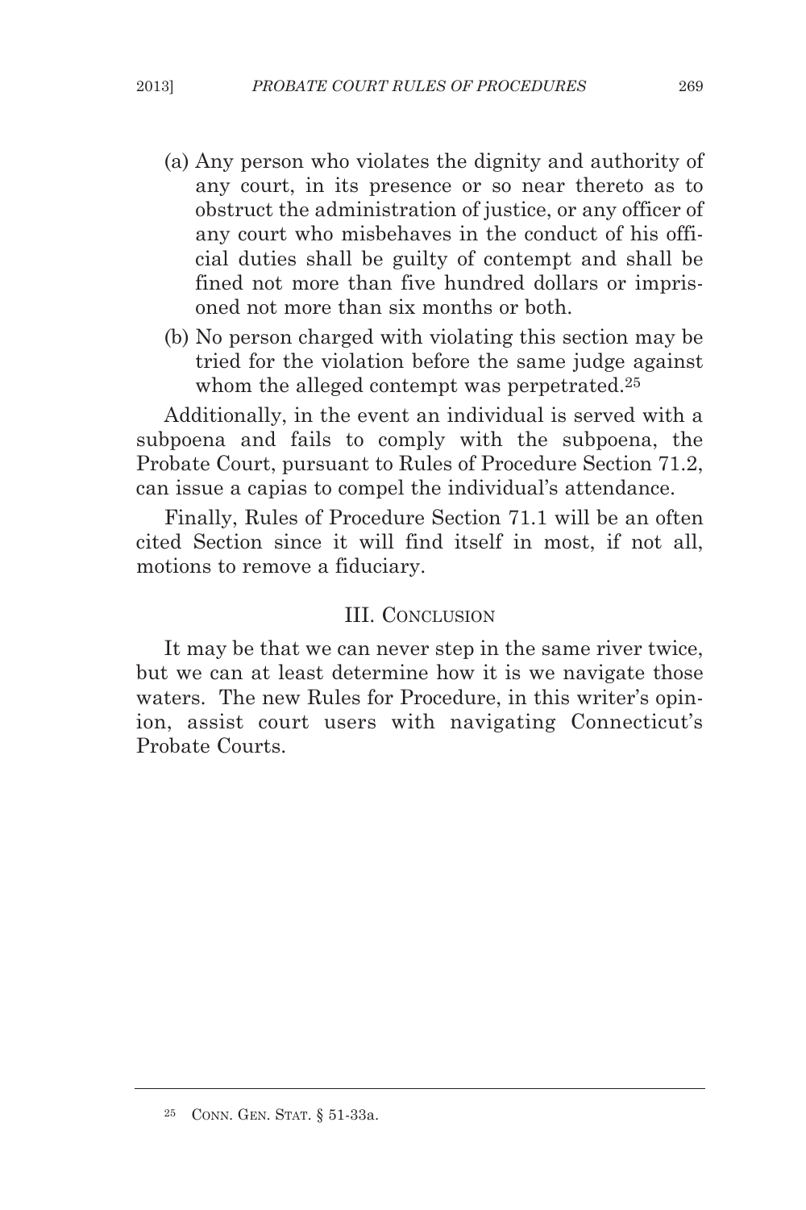(a) Any person who violates the dignity and authority of any court, in its presence or so near thereto as to obstruct the administration of justice, or any officer of any court who misbehaves in the conduct of his official duties shall be guilty of contempt and shall be fined not more than five hundred dollars or imprisoned not more than six months or both.

(b) No person charged with violating this section may be tried for the violation before the same judge against whom the alleged contempt was perpetrated.[25]

Additionally, in the event an individual is served with a subpoena and fails to comply with the subpoena, the Probate Court, pursuant to Rules of Procedure Section 71.2, can issue a capias to compel the individual's attendance.

Finally, Rules of Procedure Section 71.1 will be an often cited Section since it will find itself in most, if not all, motions to remove a fiduciary.

## III. Conclusion

It may be that we can never step in the same river twice, but we can at least determine how it is we navigate those waters. The new Rules for Procedure, in this writer's opinion, assist court users with navigating Connecticut's Probate Courts.

---

[25] CONN. GEN. STAT. § 51-33a.